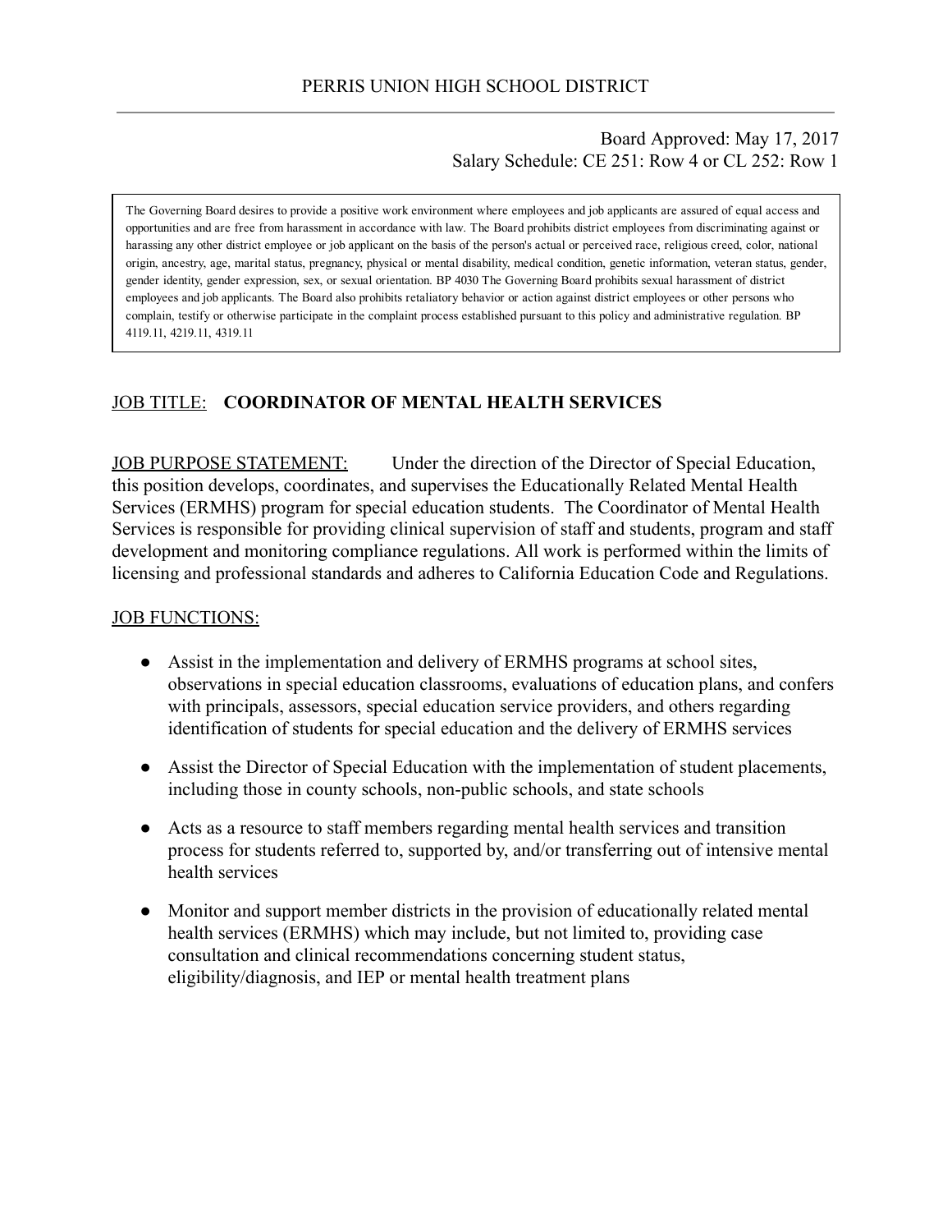PERRIS UNION HIGH SCHOOL DISTRICT

Board Approved: May 17, 2017
Salary Schedule: CE 251: Row 4 or CL 252: Row 1

> The Governing Board desires to provide a positive work environment where employees and job applicants are assured of equal access and opportunities and are free from harassment in accordance with law. The Board prohibits district employees from discriminating against or harassing any other district employee or job applicant on the basis of the person's actual or perceived race, religious creed, color, national origin, ancestry, age, marital status, pregnancy, physical or mental disability, medical condition, genetic information, veteran status, gender, gender identity, gender expression, sex, or sexual orientation. BP 4030 The Governing Board prohibits sexual harassment of district employees and job applicants. The Board also prohibits retaliatory behavior or action against district employees or other persons who complain, testify or otherwise participate in the complaint process established pursuant to this policy and administrative regulation. BP 4119.11, 4219.11, 4319.11

## JOB TITLE: **COORDINATOR OF MENTAL HEALTH SERVICES**

JOB PURPOSE STATEMENT: Under the direction of the Director of Special Education, this position develops, coordinates, and supervises the Educationally Related Mental Health Services (ERMHS) program for special education students. The Coordinator of Mental Health Services is responsible for providing clinical supervision of staff and students, program and staff development and monitoring compliance regulations. All work is performed within the limits of licensing and professional standards and adheres to California Education Code and Regulations.

JOB FUNCTIONS:

- Assist in the implementation and delivery of ERMHS programs at school sites, observations in special education classrooms, evaluations of education plans, and confers with principals, assessors, special education service providers, and others regarding identification of students for special education and the delivery of ERMHS services
- Assist the Director of Special Education with the implementation of student placements, including those in county schools, non-public schools, and state schools
- Acts as a resource to staff members regarding mental health services and transition process for students referred to, supported by, and/or transferring out of intensive mental health services
- Monitor and support member districts in the provision of educationally related mental health services (ERMHS) which may include, but not limited to, providing case consultation and clinical recommendations concerning student status, eligibility/diagnosis, and IEP or mental health treatment plans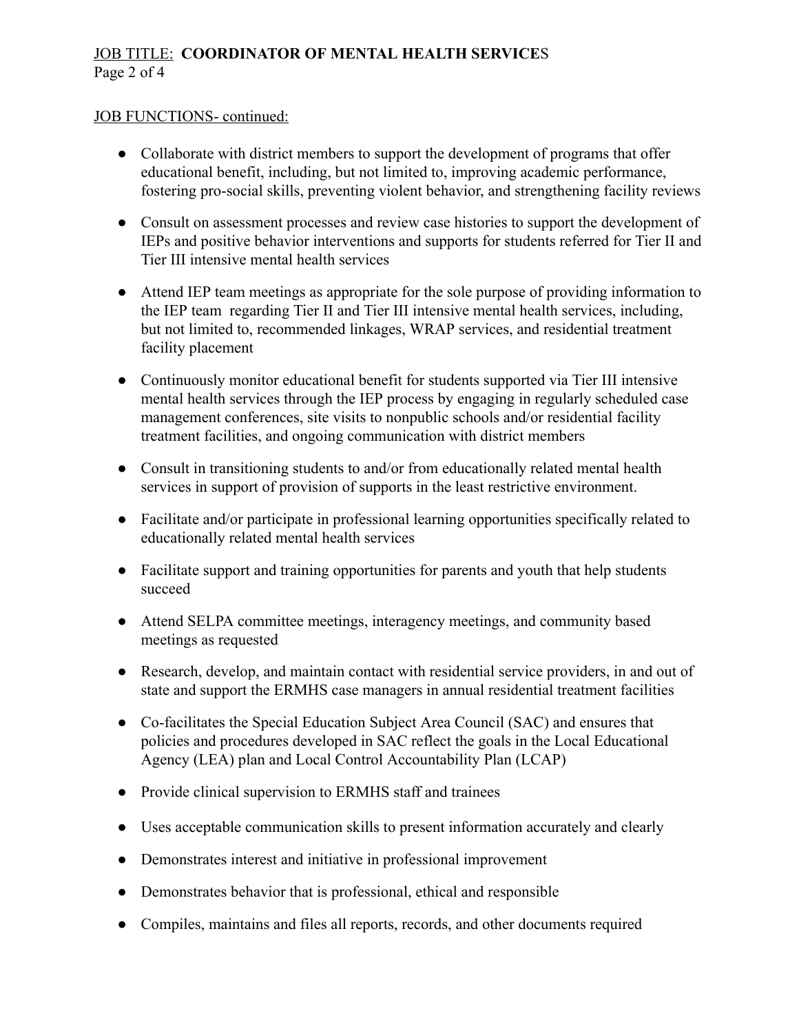JOB FUNCTIONS- continued:

- Collaborate with district members to support the development of programs that offer educational benefit, including, but not limited to, improving academic performance, fostering pro-social skills, preventing violent behavior, and strengthening facility reviews
- Consult on assessment processes and review case histories to support the development of IEPs and positive behavior interventions and supports for students referred for Tier II and Tier III intensive mental health services
- Attend IEP team meetings as appropriate for the sole purpose of providing information to the IEP team regarding Tier II and Tier III intensive mental health services, including, but not limited to, recommended linkages, WRAP services, and residential treatment facility placement
- Continuously monitor educational benefit for students supported via Tier III intensive mental health services through the IEP process by engaging in regularly scheduled case management conferences, site visits to nonpublic schools and/or residential facility treatment facilities, and ongoing communication with district members
- Consult in transitioning students to and/or from educationally related mental health services in support of provision of supports in the least restrictive environment.
- Facilitate and/or participate in professional learning opportunities specifically related to educationally related mental health services
- Facilitate support and training opportunities for parents and youth that help students succeed
- Attend SELPA committee meetings, interagency meetings, and community based meetings as requested
- Research, develop, and maintain contact with residential service providers, in and out of state and support the ERMHS case managers in annual residential treatment facilities
- Co-facilitates the Special Education Subject Area Council (SAC) and ensures that policies and procedures developed in SAC reflect the goals in the Local Educational Agency (LEA) plan and Local Control Accountability Plan (LCAP)
- Provide clinical supervision to ERMHS staff and trainees
- Uses acceptable communication skills to present information accurately and clearly
- Demonstrates interest and initiative in professional improvement
- Demonstrates behavior that is professional, ethical and responsible
- Compiles, maintains and files all reports, records, and other documents required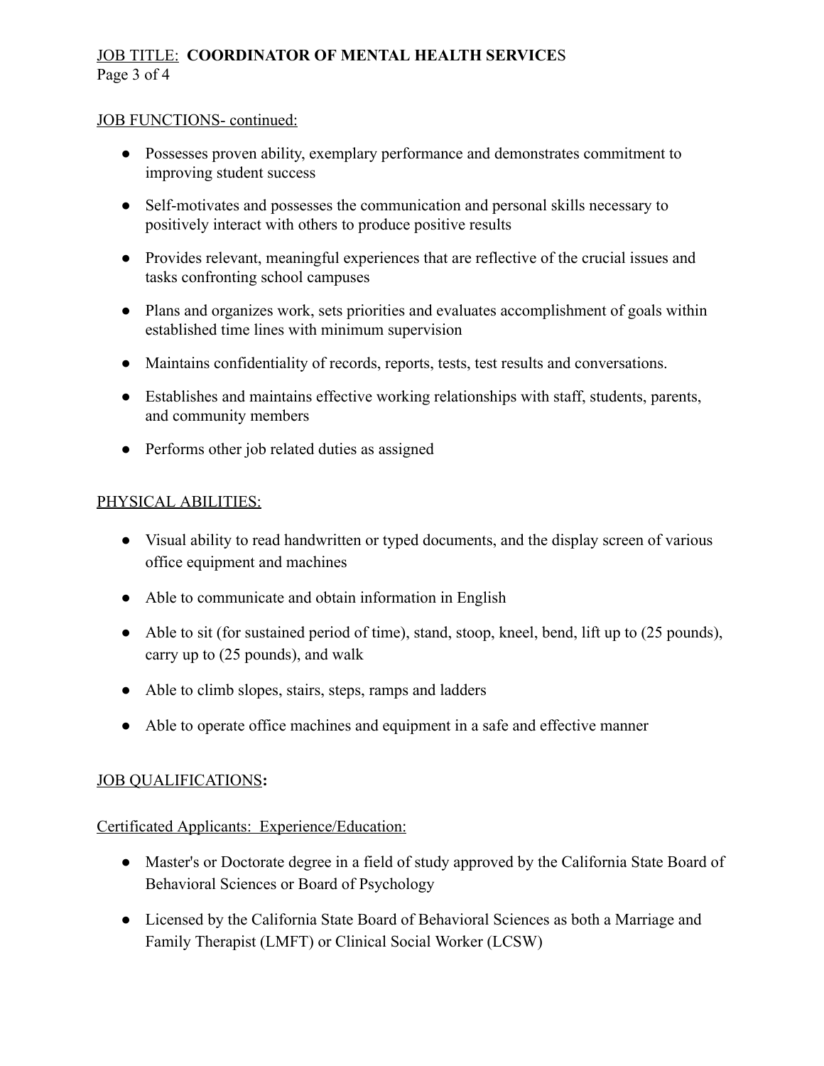JOB FUNCTIONS- continued:

- Possesses proven ability, exemplary performance and demonstrates commitment to improving student success
- Self-motivates and possesses the communication and personal skills necessary to positively interact with others to produce positive results
- Provides relevant, meaningful experiences that are reflective of the crucial issues and tasks confronting school campuses
- Plans and organizes work, sets priorities and evaluates accomplishment of goals within established time lines with minimum supervision
- Maintains confidentiality of records, reports, tests, test results and conversations.
- Establishes and maintains effective working relationships with staff, students, parents, and community members
- Performs other job related duties as assigned

## PHYSICAL ABILITIES:

- Visual ability to read handwritten or typed documents, and the display screen of various office equipment and machines
- Able to communicate and obtain information in English
- Able to sit (for sustained period of time), stand, stoop, kneel, bend, lift up to (25 pounds), carry up to (25 pounds), and walk
- Able to climb slopes, stairs, steps, ramps and ladders
- Able to operate office machines and equipment in a safe and effective manner

## JOB QUALIFICATIONS:

Certificated Applicants: Experience/Education:

- Master's or Doctorate degree in a field of study approved by the California State Board of Behavioral Sciences or Board of Psychology
- Licensed by the California State Board of Behavioral Sciences as both a Marriage and Family Therapist (LMFT) or Clinical Social Worker (LCSW)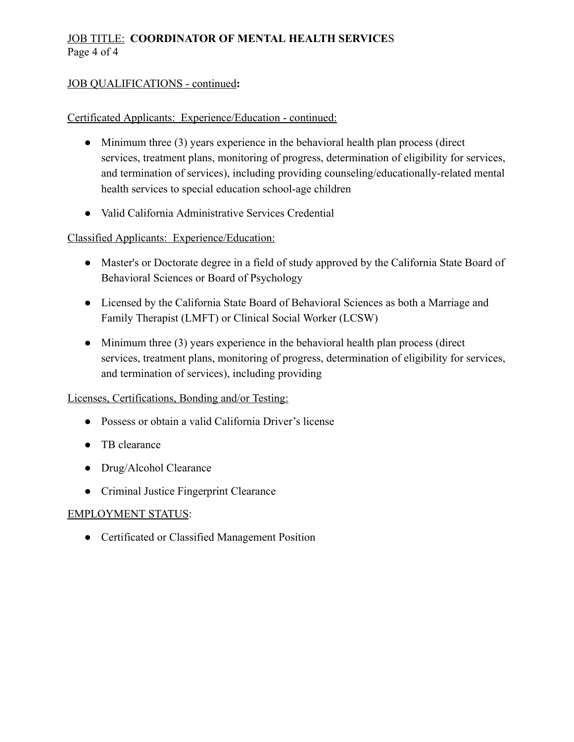## JOB QUALIFICATIONS - continued:

Certificated Applicants: Experience/Education - continued:

- Minimum three (3) years experience in the behavioral health plan process (direct services, treatment plans, monitoring of progress, determination of eligibility for services, and termination of services), including providing counseling/educationally-related mental health services to special education school-age children
- Valid California Administrative Services Credential

Classified Applicants: Experience/Education:

- Master's or Doctorate degree in a field of study approved by the California State Board of Behavioral Sciences or Board of Psychology
- Licensed by the California State Board of Behavioral Sciences as both a Marriage and Family Therapist (LMFT) or Clinical Social Worker (LCSW)
- Minimum three (3) years experience in the behavioral health plan process (direct services, treatment plans, monitoring of progress, determination of eligibility for services, and termination of services), including providing

Licenses, Certifications, Bonding and/or Testing:

- Possess or obtain a valid California Driver's license
- TB clearance
- Drug/Alcohol Clearance
- Criminal Justice Fingerprint Clearance

## EMPLOYMENT STATUS:

- Certificated or Classified Management Position